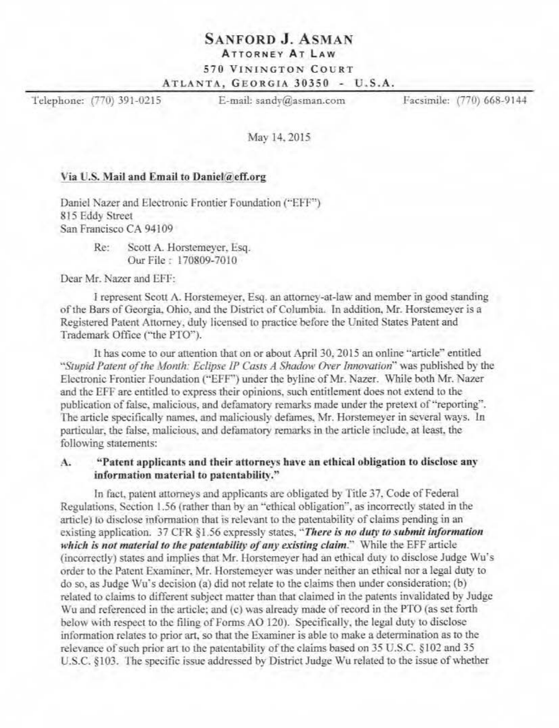# SANFORD J. ASMAN

**ATTORNEY AT LAW**

570 VININGTON COURT

ATLANTA, GEORGIA 30350 - U.S.A.

Telephone: (770) 391-0215 | E-mail: sandy@asman.com | Facsimile: (770) 668-9144

May 14, 2015

**Via U.S. Mail and Email to Daniel@eff.org**

Daniel Nazer and Electronic Frontier Foundation ("EFF")
815 Eddy Street
San Francisco CA 94109

Re: Scott A. Horstemeyer, Esq.
Our File : 170809-7010

Dear Mr. Nazer and EFF:

I represent Scott A. Horstemeyer, Esq. an attorney-at-law and member in good standing of the Bars of Georgia, Ohio, and the District of Columbia. In addition, Mr. Horstemeyer is a Registered Patent Attorney, duly licensed to practice before the United States Patent and Trademark Office ("the PTO").

It has come to our attention that on or about April 30, 2015 an online "article" entitled "*Stupid Patent of the Month: Eclipse IP Casts A Shadow Over Innovation*" was published by the Electronic Frontier Foundation ("EFF") under the byline of Mr. Nazer. While both Mr. Nazer and the EFF are entitled to express their opinions, such entitlement does not extend to the publication of false, malicious, and defamatory remarks made under the pretext of "reporting". The article specifically names, and maliciously defames, Mr. Horstemeyer in several ways. In particular, the false, malicious, and defamatory remarks in the article include, at least, the following statements:

**A. "Patent applicants and their attorneys have an ethical obligation to disclose any information material to patentability."**

In fact, patent attorneys and applicants are obligated by Title 37, Code of Federal Regulations, Section 1.56 (rather than by an "ethical obligation", as incorrectly stated in the article) to disclose information that is relevant to the patentability of claims pending in an existing application. 37 CFR §1.56 expressly states, "***There is no duty to submit information which is not material to the patentability of any existing claim.***" While the EFF article (incorrectly) states and implies that Mr. Horstemeyer had an ethical duty to disclose Judge Wu's order to the Patent Examiner, Mr. Horstemeyer was under neither an ethical nor a legal duty to do so, as Judge Wu's decision (a) did not relate to the claims then under consideration; (b) related to claims to different subject matter than that claimed in the patents invalidated by Judge Wu and referenced in the article; and (c) was already made of record in the PTO (as set forth below with respect to the filing of Forms AO 120). Specifically, the legal duty to disclose information relates to prior art, so that the Examiner is able to make a determination as to the relevance of such prior art to the patentability of the claims based on 35 U.S.C. §102 and 35 U.S.C. §103. The specific issue addressed by District Judge Wu related to the issue of whether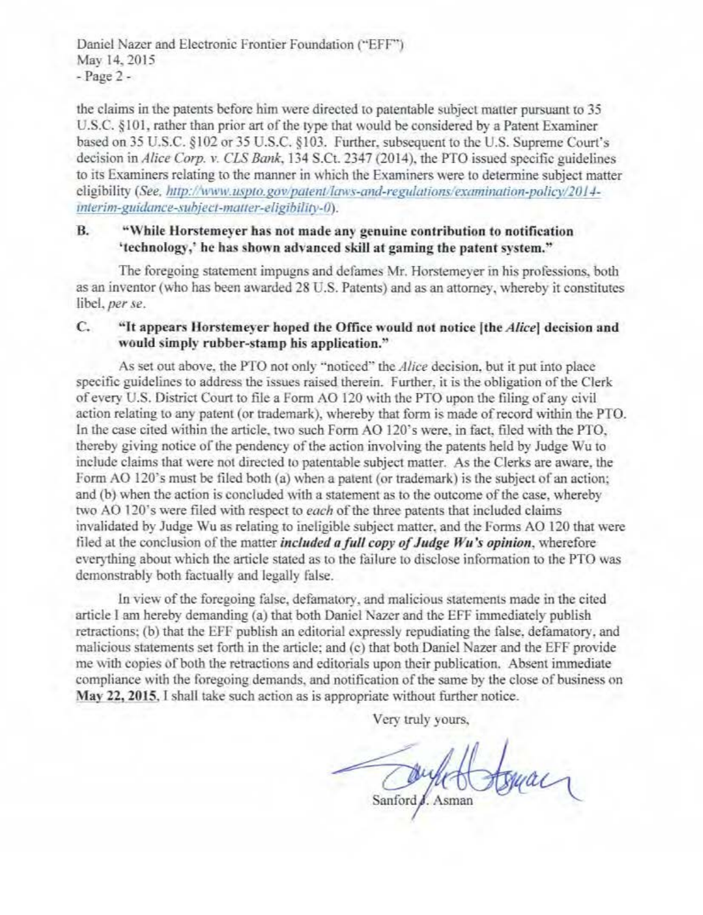the claims in the patents before him were directed to patentable subject matter pursuant to 35 U.S.C. §101, rather than prior art of the type that would be considered by a Patent Examiner based on 35 U.S.C. §102 or 35 U.S.C. §103. Further, subsequent to the U.S. Supreme Court's decision in *Alice Corp. v. CLS Bank*, 134 S.Ct. 2347 (2014), the PTO issued specific guidelines to its Examiners relating to the manner in which the Examiners were to determine subject matter eligibility (*See, http://www.uspto.gov/patent/laws-and-regulations/examination-policy/2014-interim-guidance-subject-matter-eligibility-0*).

**B. "While Horstemeyer has not made any genuine contribution to notification 'technology,' he has shown advanced skill at gaming the patent system."**

The foregoing statement impugns and defames Mr. Horstemeyer in his professions, both as an inventor (who has been awarded 28 U.S. Patents) and as an attorney, whereby it constitutes libel, *per se*.

**C. "It appears Horstemeyer hoped the Office would not notice [the *Alice*] decision and would simply rubber-stamp his application."**

As set out above, the PTO not only "noticed" the *Alice* decision, but it put into place specific guidelines to address the issues raised therein. Further, it is the obligation of the Clerk of every U.S. District Court to file a Form AO 120 with the PTO upon the filing of any civil action relating to any patent (or trademark), whereby that form is made of record within the PTO. In the case cited within the article, two such Form AO 120's were, in fact, filed with the PTO, thereby giving notice of the pendency of the action involving the patents held by Judge Wu to include claims that were not directed to patentable subject matter. As the Clerks are aware, the Form AO 120's must be filed both (a) when a patent (or trademark) is the subject of an action; and (b) when the action is concluded with a statement as to the outcome of the case, whereby two AO 120's were filed with respect to *each* of the three patents that included claims invalidated by Judge Wu as relating to ineligible subject matter, and the Forms AO 120 that were filed at the conclusion of the matter ***included a full copy of Judge Wu's opinion***, wherefore everything about which the article stated as to the failure to disclose information to the PTO was demonstrably both factually and legally false.

In view of the foregoing false, defamatory, and malicious statements made in the cited article I am hereby demanding (a) that both Daniel Nazer and the EFF immediately publish retractions; (b) that the EFF publish an editorial expressly repudiating the false, defamatory, and malicious statements set forth in the article; and (c) that both Daniel Nazer and the EFF provide me with copies of both the retractions and editorials upon their publication. Absent immediate compliance with the foregoing demands, and notification of the same by the close of business on **May 22, 2015**, I shall take such action as is appropriate without further notice.

Very truly yours,

Sanford J. Asman